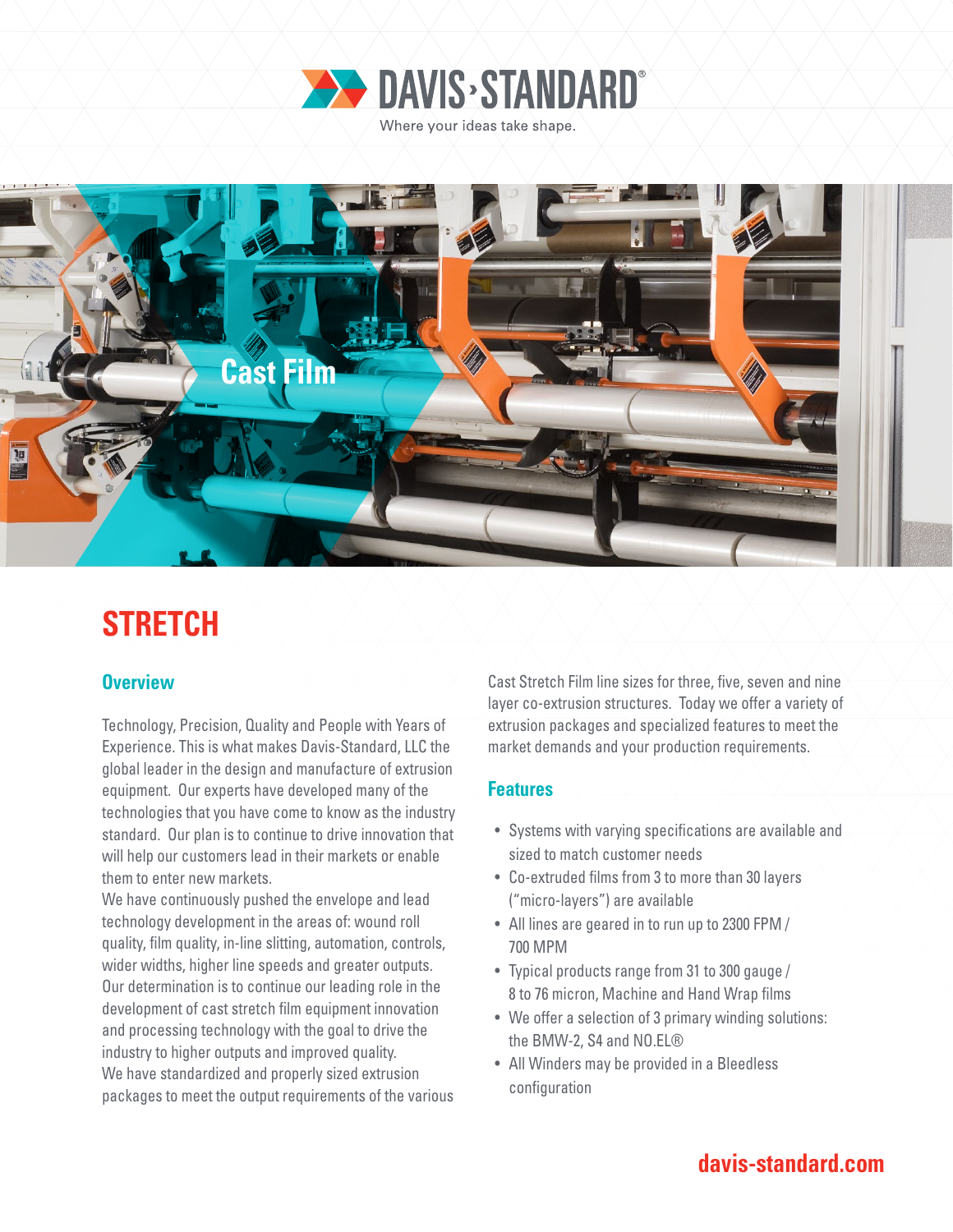DAVIS-STANDARD®

Where your ideas take shape.

Cast Film

# STRETCH

## Overview

Technology, Precision, Quality and People with Years of Experience. This is what makes Davis-Standard, LLC the global leader in the design and manufacture of extrusion equipment. Our experts have developed many of the technologies that you have come to know as the industry standard. Our plan is to continue to drive innovation that will help our customers lead in their markets or enable them to enter new markets.

We have continuously pushed the envelope and lead technology development in the areas of: wound roll quality, film quality, in-line slitting, automation, controls, wider widths, higher line speeds and greater outputs. Our determination is to continue our leading role in the development of cast stretch film equipment innovation and processing technology with the goal to drive the industry to higher outputs and improved quality.

We have standardized and properly sized extrusion packages to meet the output requirements of the various Cast Stretch Film line sizes for three, five, seven and nine layer co-extrusion structures. Today we offer a variety of extrusion packages and specialized features to meet the market demands and your production requirements.

## Features

- Systems with varying specifications are available and sized to match customer needs
- Co-extruded films from 3 to more than 30 layers ("micro-layers") are available
- All lines are geared in to run up to 2300 FPM / 700 MPM
- Typical products range from 31 to 300 gauge / 8 to 76 micron, Machine and Hand Wrap films
- We offer a selection of 3 primary winding solutions: the BMW-2, S4 and NO.EL®
- All Winders may be provided in a Bleedless configuration

davis-standard.com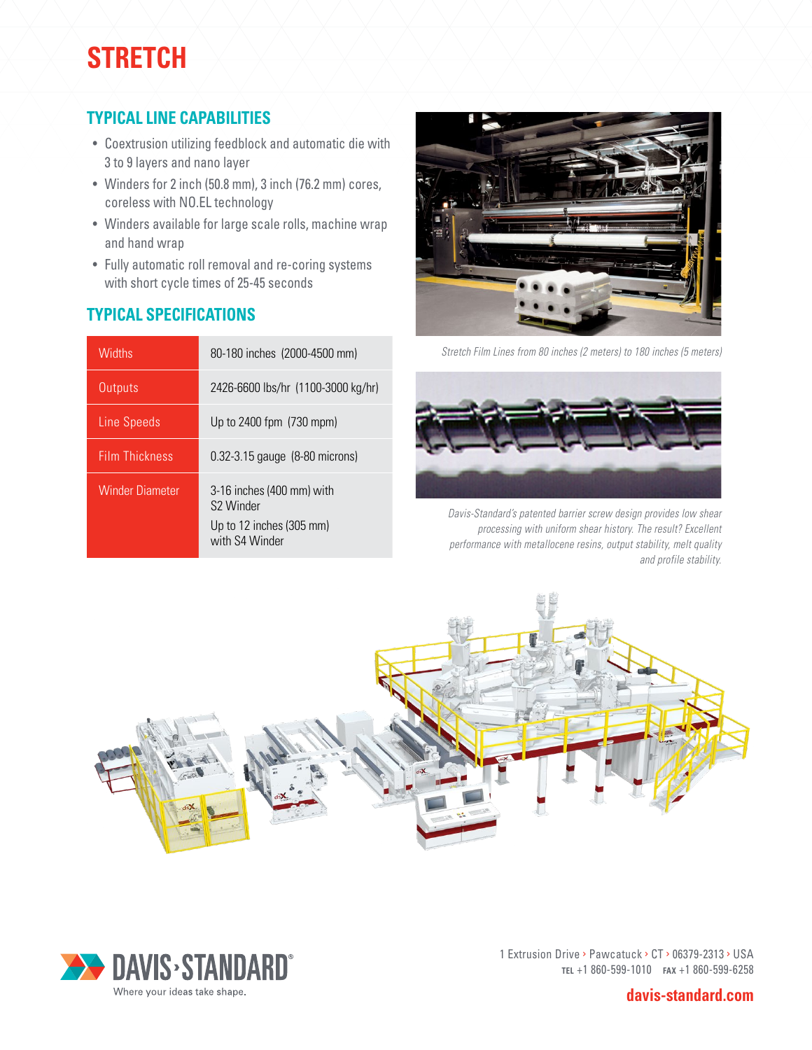# STRETCH

## TYPICAL LINE CAPABILITIES

- Coextrusion utilizing feedblock and automatic die with 3 to 9 layers and nano layer
- Winders for 2 inch (50.8 mm), 3 inch (76.2 mm) cores, coreless with NO.EL technology
- Winders available for large scale rolls, machine wrap and hand wrap
- Fully automatic roll removal and re-coring systems with short cycle times of 25-45 seconds

## TYPICAL SPECIFICATIONS

| | |
|---|---|
| Widths | 80-180 inches (2000-4500 mm) |
| Outputs | 2426-6600 lbs/hr (1100-3000 kg/hr) |
| Line Speeds | Up to 2400 fpm (730 mpm) |
| Film Thickness | 0.32-3.15 gauge (8-80 microns) |
| Winder Diameter | 3-16 inches (400 mm) with S2 Winder<br>Up to 12 inches (305 mm) with S4 Winder |

*Stretch Film Lines from 80 inches (2 meters) to 180 inches (5 meters)*

*Davis-Standard's patented barrier screw design provides low shear processing with uniform shear history. The result? Excellent performance with metallocene resins, output stability, melt quality and profile stability.*

DAVIS-STANDARD®
Where your ideas take shape.

1 Extrusion Drive › Pawcatuck › CT › 06379-2313 › USA
TEL +1 860-599-1010 FAX +1 860-599-6258

davis-standard.com